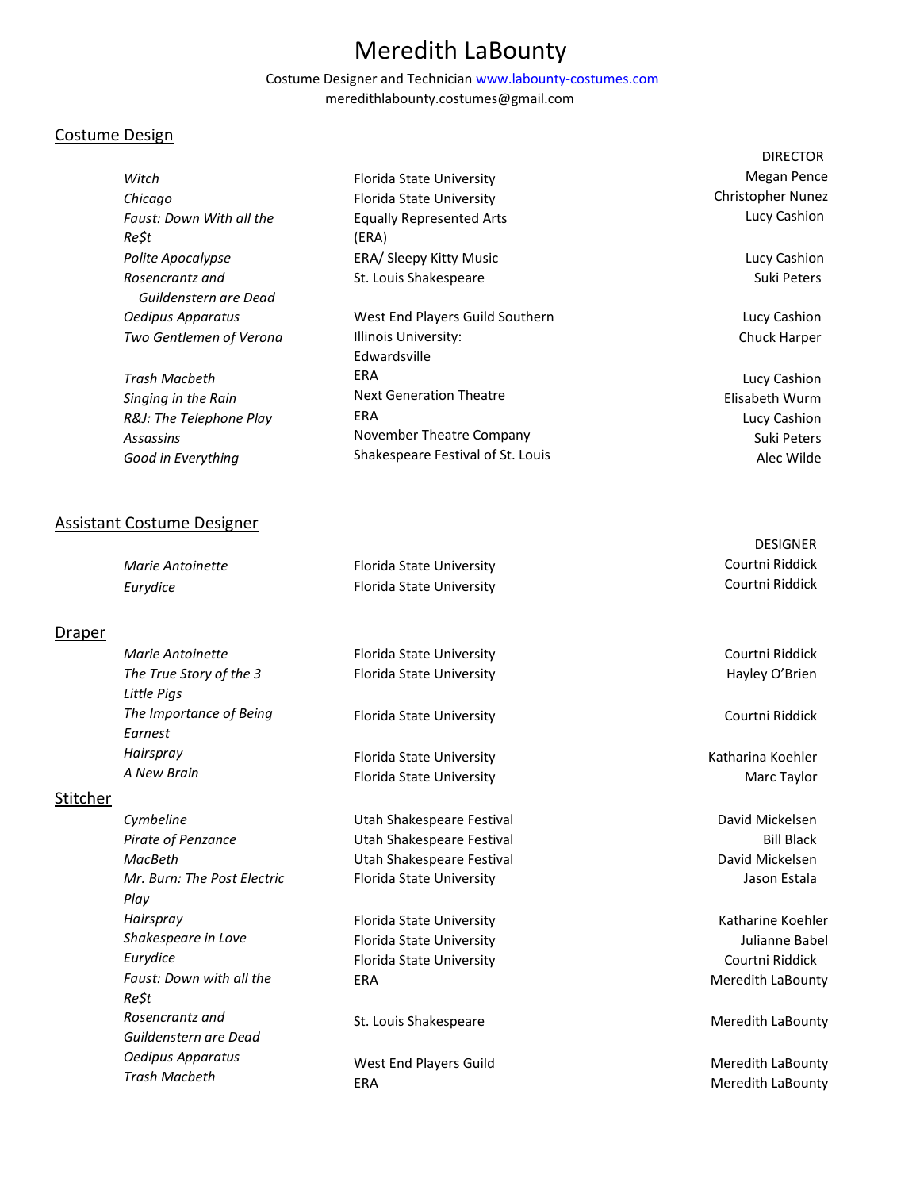# Meredith LaBounty

Costume Designer and Technician [www.labounty-costumes.com](http://www.labounty-costumes.com)
meredithlabounty.costumes@gmail.com

## Costume Design

| | | DIRECTOR |
|---|---|---|
| *Witch* | Florida State University | Megan Pence |
| *Chicago* | Florida State University | Christopher Nunez |
| *Faust: Down With all the Re$t* | Equally Represented Arts (ERA) | Lucy Cashion |
| *Polite Apocalypse* | ERA/ Sleepy Kitty Music | Lucy Cashion |
| *Rosencrantz and Guildenstern are Dead* | St. Louis Shakespeare | Suki Peters |
| *Oedipus Apparatus* | West End Players Guild | Lucy Cashion |
| *Two Gentlemen of Verona* | Southern Illinois University: Edwardsville | Chuck Harper |
| *Trash Macbeth* | ERA | Lucy Cashion |
| *Singing in the Rain* | Next Generation Theatre | Elisabeth Wurm |
| *R&J: The Telephone Play* | ERA | Lucy Cashion |
| *Assassins* | November Theatre Company | Suki Peters |
| *Good in Everything* | Shakespeare Festival of St. Louis | Alec Wilde |

## Assistant Costume Designer

| | | DESIGNER |
|---|---|---|
| *Marie Antoinette* | Florida State University | Courtni Riddick |
| *Eurydice* | Florida State University | Courtni Riddick |

## Draper

| | | |
|---|---|---|
| *Marie Antoinette* | Florida State University | Courtni Riddick |
| *The True Story of the 3 Little Pigs* | Florida State University | Hayley O'Brien |
| *The Importance of Being Earnest* | Florida State University | Courtni Riddick |
| *Hairspray* | Florida State University | Katharina Koehler |
| *A New Brain* | Florida State University | Marc Taylor |

## Stitcher

| | | |
|---|---|---|
| *Cymbeline* | Utah Shakespeare Festival | David Mickelsen |
| *Pirate of Penzance* | Utah Shakespeare Festival | Bill Black |
| *MacBeth* | Utah Shakespeare Festival | David Mickelsen |
| *Mr. Burn: The Post Electric Play* | Florida State University | Jason Estala |
| *Hairspray* | Florida State University | Katharine Koehler |
| *Shakespeare in Love* | Florida State University | Julianne Babel |
| *Eurydice* | Florida State University | Courtni Riddick |
| *Faust: Down with all the Re$t* | ERA | Meredith LaBounty |
| *Rosencrantz and Guildenstern are Dead* | St. Louis Shakespeare | Meredith LaBounty |
| *Oedipus Apparatus* | West End Players Guild | Meredith LaBounty |
| *Trash Macbeth* | ERA | Meredith LaBounty |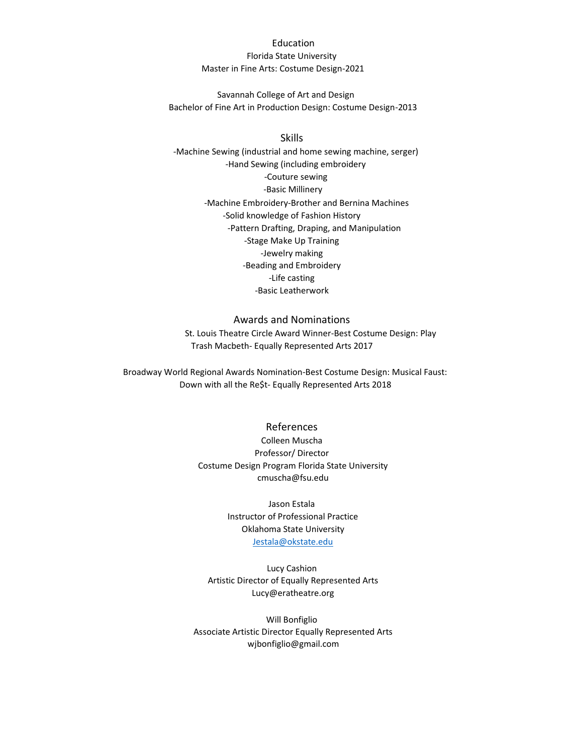## Education

Florida State University
Master in Fine Arts: Costume Design-2021

Savannah College of Art and Design
Bachelor of Fine Art in Production Design: Costume Design-2013

## Skills

- -Machine Sewing (industrial and home sewing machine, serger)
- -Hand Sewing (including embroidery
- -Couture sewing
- -Basic Millinery
- -Machine Embroidery-Brother and Bernina Machines
- -Solid knowledge of Fashion History
- -Pattern Drafting, Draping, and Manipulation
- -Stage Make Up Training
- -Jewelry making
- -Beading and Embroidery
- -Life casting
- -Basic Leatherwork

## Awards and Nominations

St. Louis Theatre Circle Award Winner-Best Costume Design: Play
Trash Macbeth- Equally Represented Arts 2017

Broadway World Regional Awards Nomination-Best Costume Design: Musical Faust: Down with all the Re$t- Equally Represented Arts 2018

## References

Colleen Muscha
Professor/ Director
Costume Design Program Florida State University
cmuscha@fsu.edu

Jason Estala
Instructor of Professional Practice
Oklahoma State University
Jestala@okstate.edu

Lucy Cashion
Artistic Director of Equally Represented Arts
Lucy@eratheatre.org

Will Bonfiglio
Associate Artistic Director Equally Represented Arts
wjbonfiglio@gmail.com